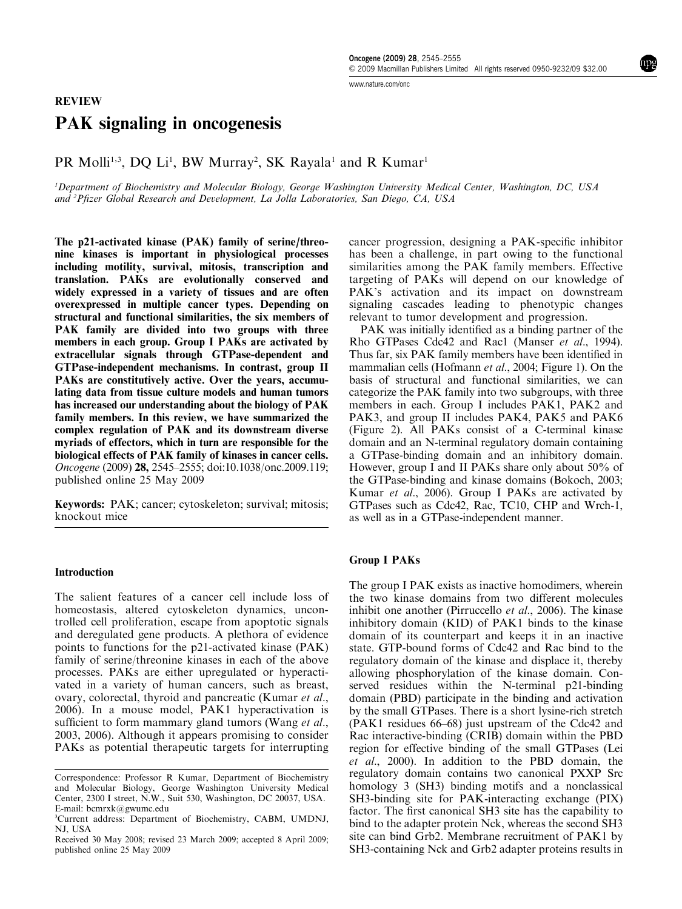REVIEW

# PAK signaling in oncogenesis

PR Molli[1,3], DQ Li[1], BW Murray[2], SK Rayala[1] and R Kumar[1]

[1]Department of Biochemistry and Molecular Biology, George Washington University Medical Center, Washington, DC, USA and [2]Pfizer Global Research and Development, La Jolla Laboratories, San Diego, CA, USA

**The p21-activated kinase (PAK) family of serine/threonine kinases is important in physiological processes including motility, survival, mitosis, transcription and translation. PAKs are evolutionally conserved and widely expressed in a variety of tissues and are often overexpressed in multiple cancer types. Depending on structural and functional similarities, the six members of PAK family are divided into two groups with three members in each group. Group I PAKs are activated by extracellular signals through GTPase-dependent and GTPase-independent mechanisms. In contrast, group II PAKs are constitutively active. Over the years, accumulating data from tissue culture models and human tumors has increased our understanding about the biology of PAK family members. In this review, we have summarized the complex regulation of PAK and its downstream diverse myriads of effectors, which in turn are responsible for the biological effects of PAK family of kinases in cancer cells.**
*Oncogene* (2009) **28,** 2545–2555; doi:10.1038/onc.2009.119; published online 25 May 2009

**Keywords:** PAK; cancer; cytoskeleton; survival; mitosis; knockout mice

## Introduction

The salient features of a cancer cell include loss of homeostasis, altered cytoskeleton dynamics, uncontrolled cell proliferation, escape from apoptotic signals and deregulated gene products. A plethora of evidence points to functions for the p21-activated kinase (PAK) family of serine/threonine kinases in each of the above processes. PAKs are either upregulated or hyperactivated in a variety of human cancers, such as breast, ovary, colorectal, thyroid and pancreatic (Kumar *et al.*, 2006). In a mouse model, PAK1 hyperactivation is sufficient to form mammary gland tumors (Wang *et al.*, 2003, 2006). Although it appears promising to consider PAKs as potential therapeutic targets for interrupting cancer progression, designing a PAK-specific inhibitor has been a challenge, in part owing to the functional similarities among the PAK family members. Effective targeting of PAKs will depend on our knowledge of PAK's activation and its impact on downstream signaling cascades leading to phenotypic changes relevant to tumor development and progression.

PAK was initially identified as a binding partner of the Rho GTPases Cdc42 and Rac1 (Manser *et al.*, 1994). Thus far, six PAK family members have been identified in mammalian cells (Hofmann *et al.*, 2004; Figure 1). On the basis of structural and functional similarities, we can categorize the PAK family into two subgroups, with three members in each. Group I includes PAK1, PAK2 and PAK3, and group II includes PAK4, PAK5 and PAK6 (Figure 2). All PAKs consist of a C-terminal kinase domain and an N-terminal regulatory domain containing a GTPase-binding domain and an inhibitory domain. However, group I and II PAKs share only about 50% of the GTPase-binding and kinase domains (Bokoch, 2003; Kumar *et al.*, 2006). Group I PAKs are activated by GTPases such as Cdc42, Rac, TC10, CHP and Wrch-1, as well as in a GTPase-independent manner.

## Group I PAKs

The group I PAK exists as inactive homodimers, wherein the two kinase domains from two different molecules inhibit one another (Pirruccello *et al.*, 2006). The kinase inhibitory domain (KID) of PAK1 binds to the kinase domain of its counterpart and keeps it in an inactive state. GTP-bound forms of Cdc42 and Rac bind to the regulatory domain of the kinase and displace it, thereby allowing phosphorylation of the kinase domain. Conserved residues within the N-terminal p21-binding domain (PBD) participate in the binding and activation by the small GTPases. There is a short lysine-rich stretch (PAK1 residues 66–68) just upstream of the Cdc42 and Rac interactive-binding (CRIB) domain within the PBD region for effective binding of the small GTPases (Lei *et al.*, 2000). In addition to the PBD domain, the regulatory domain contains two canonical PXXP Src homology 3 (SH3) binding motifs and a nonclassical SH3-binding site for PAK-interacting exchange (PIX) factor. The first canonical SH3 site has the capability to bind to the adapter protein Nck, whereas the second SH3 site can bind Grb2. Membrane recruitment of PAK1 by SH3-containing Nck and Grb2 adapter proteins results in

Correspondence: Professor R Kumar, Department of Biochemistry and Molecular Biology, George Washington University Medical Center, 2300 I street, N.W., Suit 530, Washington, DC 20037, USA.
E-mail: bcmrxk@gwumc.edu
[3]Current address: Department of Biochemistry, CABM, UMDNJ, NJ, USA
Received 30 May 2008; revised 23 March 2009; accepted 8 April 2009; published online 25 May 2009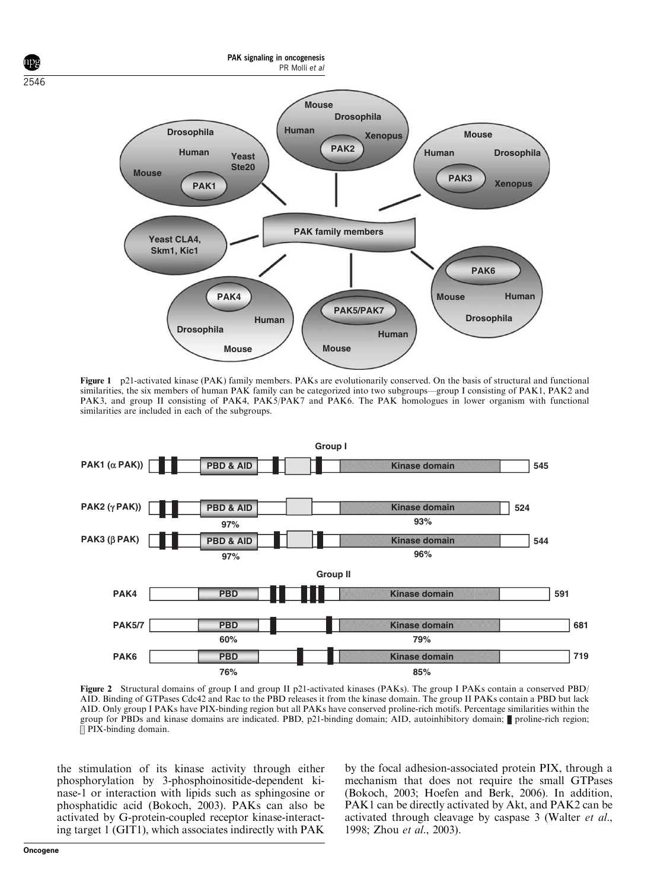**Figure 1** p21-activated kinase (PAK) family members. PAKs are evolutionarily conserved. On the basis of structural and functional similarities, the six members of human PAK family can be categorized into two subgroups—group I consisting of PAK1, PAK2 and PAK3, and group II consisting of PAK4, PAK5/PAK7 and PAK6. The PAK homologues in lower organism with functional similarities are included in each of the subgroups.

**Figure 2** Structural domains of group I and group II p21-activated kinases (PAKs). The group I PAKs contain a conserved PBD/AID. Binding of GTPases Cdc42 and Rac to the PBD releases it from the kinase domain. The group II PAKs contain a PBD but lack AID. Only group I PAKs have PIX-binding region but all PAKs have conserved proline-rich motifs. Percentage similarities within the group for PBDs and kinase domains are indicated. PBD, p21-binding domain; AID, autoinhibitory domain; ▮ proline-rich region; ▯ PIX-binding domain.

the stimulation of its kinase activity through either phosphorylation by 3-phosphoinositide-dependent kinase-1 or interaction with lipids such as sphingosine or phosphatidic acid (Bokoch, 2003). PAKs can also be activated by G-protein-coupled receptor kinase-interacting target 1 (GIT1), which associates indirectly with PAK by the focal adhesion-associated protein PIX, through a mechanism that does not require the small GTPases (Bokoch, 2003; Hoefen and Berk, 2006). In addition, PAK1 can be directly activated by Akt, and PAK2 can be activated through cleavage by caspase 3 (Walter *et al*., 1998; Zhou *et al*., 2003).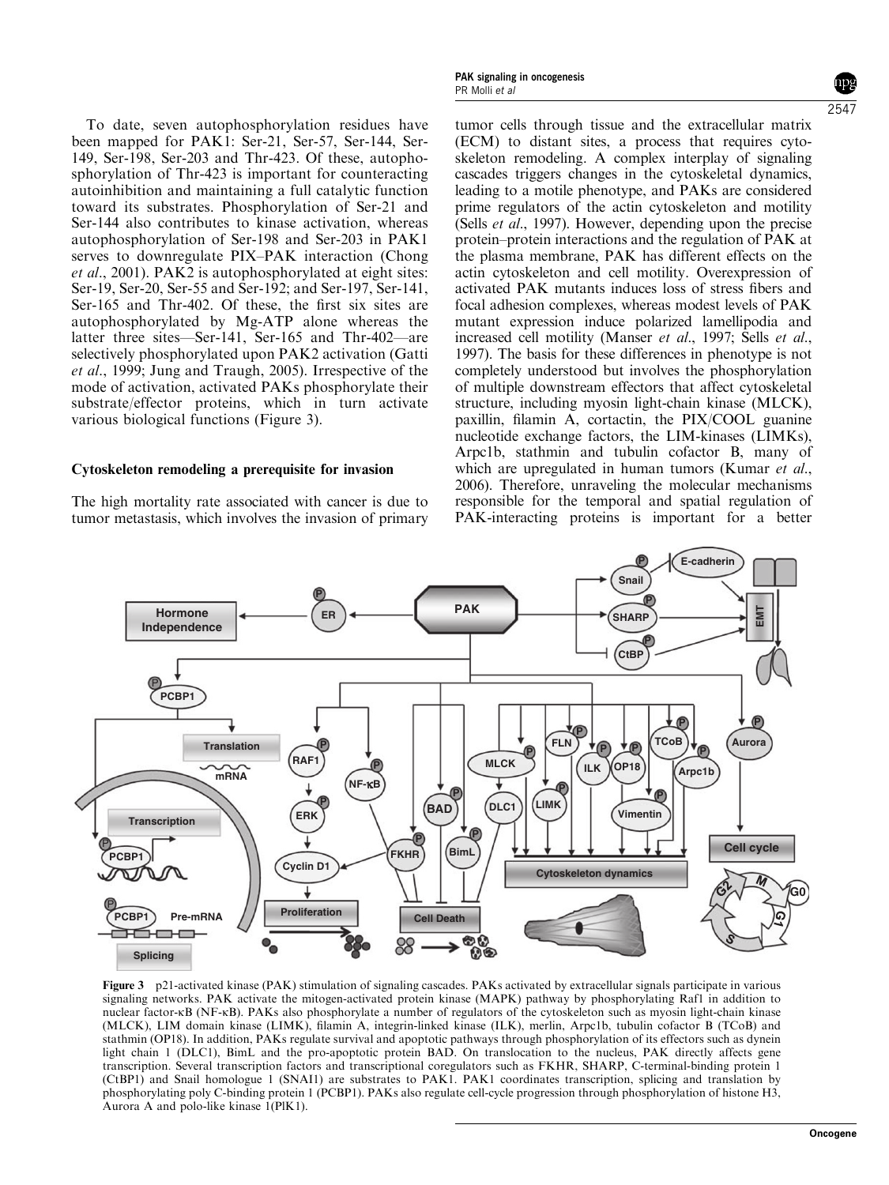To date, seven autophosphorylation residues have been mapped for PAK1: Ser-21, Ser-57, Ser-144, Ser-149, Ser-198, Ser-203 and Thr-423. Of these, autophosphorylation of Thr-423 is important for counteracting autoinhibition and maintaining a full catalytic function toward its substrates. Phosphorylation of Ser-21 and Ser-144 also contributes to kinase activation, whereas autophosphorylation of Ser-198 and Ser-203 in PAK1 serves to downregulate PIX–PAK interaction (Chong *et al*., 2001). PAK2 is autophosphorylated at eight sites: Ser-19, Ser-20, Ser-55 and Ser-192; and Ser-197, Ser-141, Ser-165 and Thr-402. Of these, the first six sites are autophosphorylated by Mg-ATP alone whereas the latter three sites—Ser-141, Ser-165 and Thr-402—are selectively phosphorylated upon PAK2 activation (Gatti *et al*., 1999; Jung and Traugh, 2005). Irrespective of the mode of activation, activated PAKs phosphorylate their substrate/effector proteins, which in turn activate various biological functions (Figure 3).

### Cytoskeleton remodeling a prerequisite for invasion

The high mortality rate associated with cancer is due to tumor metastasis, which involves the invasion of primary tumor cells through tissue and the extracellular matrix (ECM) to distant sites, a process that requires cytoskeleton remodeling. A complex interplay of signaling cascades triggers changes in the cytoskeletal dynamics, leading to a motile phenotype, and PAKs are considered prime regulators of the actin cytoskeleton and motility (Sells *et al*., 1997). However, depending upon the precise protein–protein interactions and the regulation of PAK at the plasma membrane, PAK has different effects on the actin cytoskeleton and cell motility. Overexpression of activated PAK mutants induces loss of stress fibers and focal adhesion complexes, whereas modest levels of PAK mutant expression induce polarized lamellipodia and increased cell motility (Manser *et al*., 1997; Sells *et al*., 1997). The basis for these differences in phenotype is not completely understood but involves the phosphorylation of multiple downstream effectors that affect cytoskeletal structure, including myosin light-chain kinase (MLCK), paxillin, filamin A, cortactin, the PIX/COOL guanine nucleotide exchange factors, the LIM-kinases (LIMKs), Arpc1b, stathmin and tubulin cofactor B, many of which are upregulated in human tumors (Kumar *et al*., 2006). Therefore, unraveling the molecular mechanisms responsible for the temporal and spatial regulation of PAK-interacting proteins is important for a better

**Figure 3** p21-activated kinase (PAK) stimulation of signaling cascades. PAKs activated by extracellular signals participate in various signaling networks. PAK activate the mitogen-activated protein kinase (MAPK) pathway by phosphorylating Raf1 in addition to nuclear factor-κB (NF-κB). PAKs also phosphorylate a number of regulators of the cytoskeleton such as myosin light-chain kinase (MLCK), LIM domain kinase (LIMK), filamin A, integrin-linked kinase (ILK), merlin, Arpc1b, tubulin cofactor B (TCoB) and stathmin (OP18). In addition, PAKs regulate survival and apoptotic pathways through phosphorylation of its effectors such as dynein light chain 1 (DLC1), BimL and the pro-apoptotic protein BAD. On translocation to the nucleus, PAK directly affects gene transcription. Several transcription factors and transcriptional coregulators such as FKHR, SHARP, C-terminal-binding protein 1 (CtBP1) and Snail homologue 1 (SNAI1) are substrates to PAK1. PAK1 coordinates transcription, splicing and translation by phosphorylating poly C-binding protein 1 (PCBP1). PAKs also regulate cell-cycle progression through phosphorylation of histone H3, Aurora A and polo-like kinase 1(PlK1).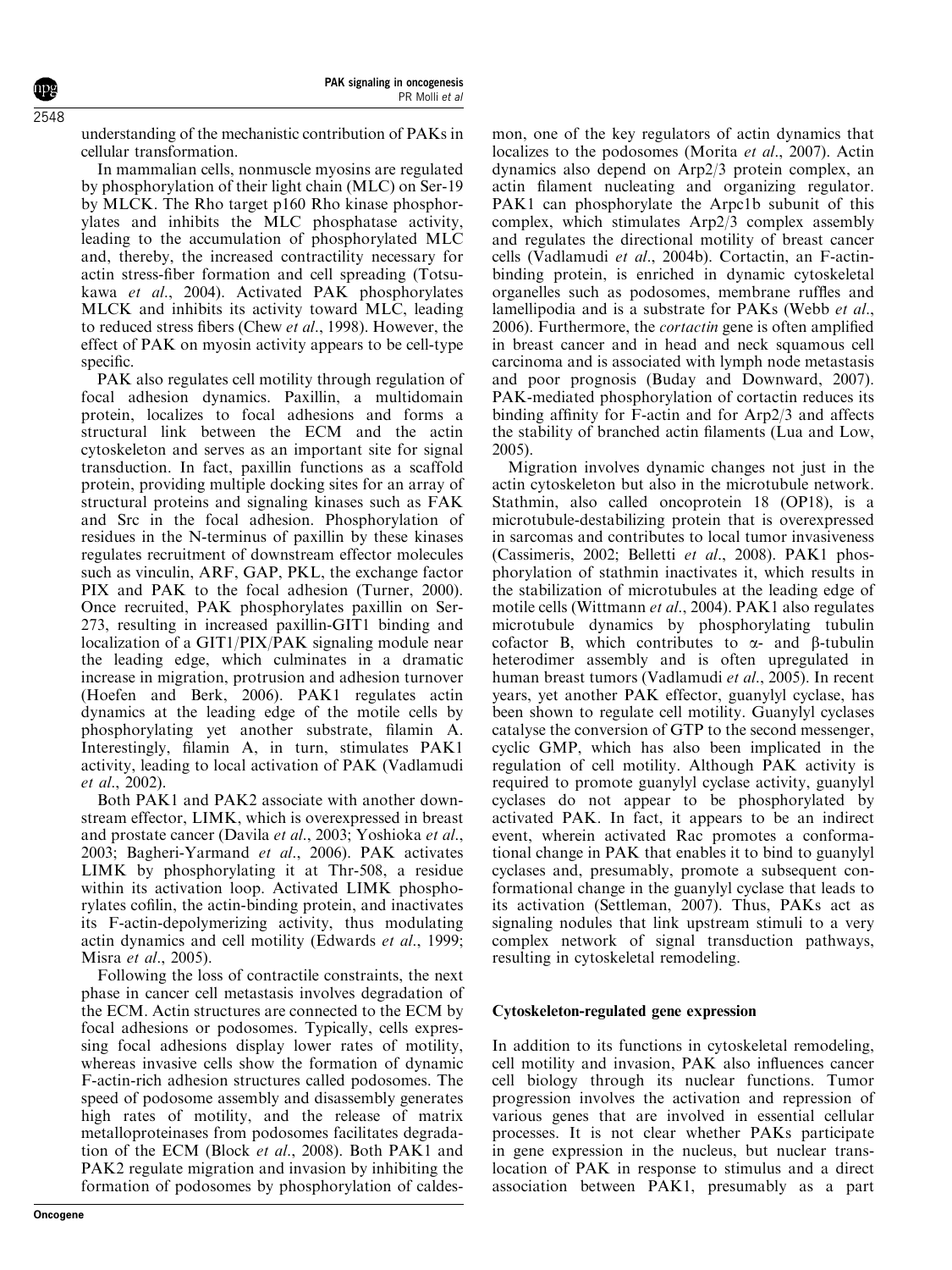understanding of the mechanistic contribution of PAKs in cellular transformation.

In mammalian cells, nonmuscle myosins are regulated by phosphorylation of their light chain (MLC) on Ser-19 by MLCK. The Rho target p160 Rho kinase phosphorylates and inhibits the MLC phosphatase activity, leading to the accumulation of phosphorylated MLC and, thereby, the increased contractility necessary for actin stress-fiber formation and cell spreading (Totsukawa *et al*., 2004). Activated PAK phosphorylates MLCK and inhibits its activity toward MLC, leading to reduced stress fibers (Chew *et al*., 1998). However, the effect of PAK on myosin activity appears to be cell-type specific.

PAK also regulates cell motility through regulation of focal adhesion dynamics. Paxillin, a multidomain protein, localizes to focal adhesions and forms a structural link between the ECM and the actin cytoskeleton and serves as an important site for signal transduction. In fact, paxillin functions as a scaffold protein, providing multiple docking sites for an array of structural proteins and signaling kinases such as FAK and Src in the focal adhesion. Phosphorylation of residues in the N-terminus of paxillin by these kinases regulates recruitment of downstream effector molecules such as vinculin, ARF, GAP, PKL, the exchange factor PIX and PAK to the focal adhesion (Turner, 2000). Once recruited, PAK phosphorylates paxillin on Ser-273, resulting in increased paxillin-GIT1 binding and localization of a GIT1/PIX/PAK signaling module near the leading edge, which culminates in a dramatic increase in migration, protrusion and adhesion turnover (Hoefen and Berk, 2006). PAK1 regulates actin dynamics at the leading edge of the motile cells by phosphorylating yet another substrate, filamin A. Interestingly, filamin A, in turn, stimulates PAK1 activity, leading to local activation of PAK (Vadlamudi *et al*., 2002).

Both PAK1 and PAK2 associate with another downstream effector, LIMK, which is overexpressed in breast and prostate cancer (Davila *et al*., 2003; Yoshioka *et al*., 2003; Bagheri-Yarmand *et al*., 2006). PAK activates LIMK by phosphorylating it at Thr-508, a residue within its activation loop. Activated LIMK phosphorylates cofilin, the actin-binding protein, and inactivates its F-actin-depolymerizing activity, thus modulating actin dynamics and cell motility (Edwards *et al*., 1999; Misra *et al*., 2005).

Following the loss of contractile constraints, the next phase in cancer cell metastasis involves degradation of the ECM. Actin structures are connected to the ECM by focal adhesions or podosomes. Typically, cells expressing focal adhesions display lower rates of motility, whereas invasive cells show the formation of dynamic F-actin-rich adhesion structures called podosomes. The speed of podosome assembly and disassembly generates high rates of motility, and the release of matrix metalloproteinases from podosomes facilitates degradation of the ECM (Block *et al*., 2008). Both PAK1 and PAK2 regulate migration and invasion by inhibiting the formation of podosomes by phosphorylation of caldesmon, one of the key regulators of actin dynamics that localizes to the podosomes (Morita *et al*., 2007). Actin dynamics also depend on Arp2/3 protein complex, an actin filament nucleating and organizing regulator. PAK1 can phosphorylate the Arpc1b subunit of this complex, which stimulates Arp2/3 complex assembly and regulates the directional motility of breast cancer cells (Vadlamudi *et al*., 2004b). Cortactin, an F-actin-binding protein, is enriched in dynamic cytoskeletal organelles such as podosomes, membrane ruffles and lamellipodia and is a substrate for PAKs (Webb *et al*., 2006). Furthermore, the *cortactin* gene is often amplified in breast cancer and in head and neck squamous cell carcinoma and is associated with lymph node metastasis and poor prognosis (Buday and Downward, 2007). PAK-mediated phosphorylation of cortactin reduces its binding affinity for F-actin and for Arp2/3 and affects the stability of branched actin filaments (Lua and Low, 2005).

Migration involves dynamic changes not just in the actin cytoskeleton but also in the microtubule network. Stathmin, also called oncoprotein 18 (OP18), is a microtubule-destabilizing protein that is overexpressed in sarcomas and contributes to local tumor invasiveness (Cassimeris, 2002; Belletti *et al*., 2008). PAK1 phosphorylation of stathmin inactivates it, which results in the stabilization of microtubules at the leading edge of motile cells (Wittmann *et al*., 2004). PAK1 also regulates microtubule dynamics by phosphorylating tubulin cofactor B, which contributes to α- and β-tubulin heterodimer assembly and is often upregulated in human breast tumors (Vadlamudi *et al*., 2005). In recent years, yet another PAK effector, guanylyl cyclase, has been shown to regulate cell motility. Guanylyl cyclases catalyse the conversion of GTP to the second messenger, cyclic GMP, which has also been implicated in the regulation of cell motility. Although PAK activity is required to promote guanylyl cyclase activity, guanylyl cyclases do not appear to be phosphorylated by activated PAK. In fact, it appears to be an indirect event, wherein activated Rac promotes a conformational change in PAK that enables it to bind to guanylyl cyclases and, presumably, promote a subsequent conformational change in the guanylyl cyclase that leads to its activation (Settleman, 2007). Thus, PAKs act as signaling nodules that link upstream stimuli to a very complex network of signal transduction pathways, resulting in cytoskeletal remodeling.

## Cytoskeleton-regulated gene expression

In addition to its functions in cytoskeletal remodeling, cell motility and invasion, PAK also influences cancer cell biology through its nuclear functions. Tumor progression involves the activation and repression of various genes that are involved in essential cellular processes. It is not clear whether PAKs participate in gene expression in the nucleus, but nuclear translocation of PAK in response to stimulus and a direct association between PAK1, presumably as a part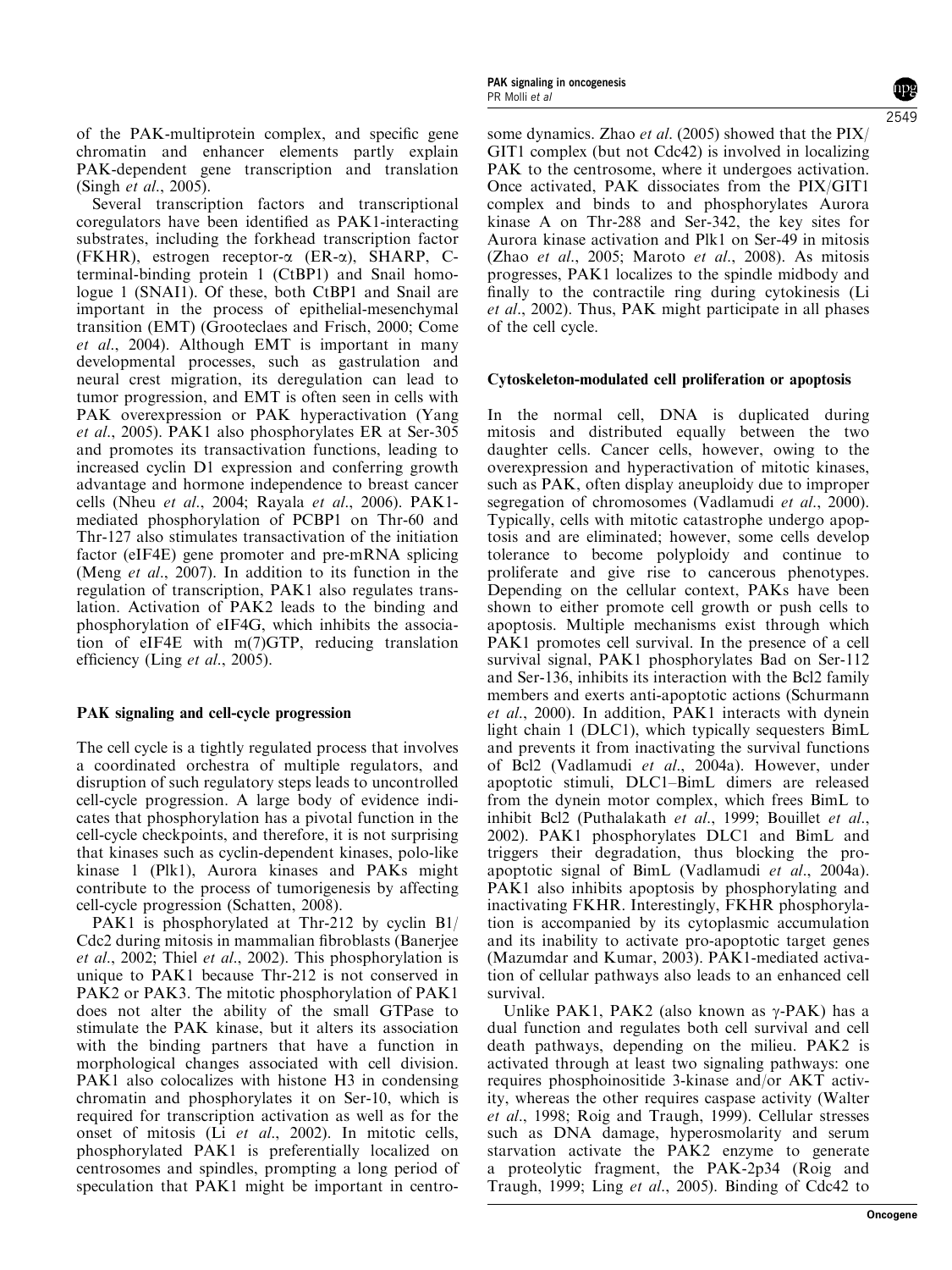of the PAK-multiprotein complex, and specific gene chromatin and enhancer elements partly explain PAK-dependent gene transcription and translation (Singh *et al*., 2005).

Several transcription factors and transcriptional coregulators have been identified as PAK1-interacting substrates, including the forkhead transcription factor (FKHR), estrogen receptor-$\alpha$ (ER-$\alpha$), SHARP, C-terminal-binding protein 1 (CtBP1) and Snail homologue 1 (SNAI1). Of these, both CtBP1 and Snail are important in the process of epithelial-mesenchymal transition (EMT) (Grooteclaes and Frisch, 2000; Come *et al*., 2004). Although EMT is important in many developmental processes, such as gastrulation and neural crest migration, its deregulation can lead to tumor progression, and EMT is often seen in cells with PAK overexpression or PAK hyperactivation (Yang *et al*., 2005). PAK1 also phosphorylates ER at Ser-305 and promotes its transactivation functions, leading to increased cyclin D1 expression and conferring growth advantage and hormone independence to breast cancer cells (Nheu *et al*., 2004; Rayala *et al*., 2006). PAK1-mediated phosphorylation of PCBP1 on Thr-60 and Thr-127 also stimulates transactivation of the initiation factor (eIF4E) gene promoter and pre-mRNA splicing (Meng *et al*., 2007). In addition to its function in the regulation of transcription, PAK1 also regulates translation. Activation of PAK2 leads to the binding and phosphorylation of eIF4G, which inhibits the association of eIF4E with m(7)GTP, reducing translation efficiency (Ling *et al*., 2005).

## PAK signaling and cell-cycle progression

The cell cycle is a tightly regulated process that involves a coordinated orchestra of multiple regulators, and disruption of such regulatory steps leads to uncontrolled cell-cycle progression. A large body of evidence indicates that phosphorylation has a pivotal function in the cell-cycle checkpoints, and therefore, it is not surprising that kinases such as cyclin-dependent kinases, polo-like kinase 1 (Plk1), Aurora kinases and PAKs might contribute to the process of tumorigenesis by affecting cell-cycle progression (Schatten, 2008).

PAK1 is phosphorylated at Thr-212 by cyclin B1/Cdc2 during mitosis in mammalian fibroblasts (Banerjee *et al*., 2002; Thiel *et al*., 2002). This phosphorylation is unique to PAK1 because Thr-212 is not conserved in PAK2 or PAK3. The mitotic phosphorylation of PAK1 does not alter the ability of the small GTPase to stimulate the PAK kinase, but it alters its association with the binding partners that have a function in morphological changes associated with cell division. PAK1 also colocalizes with histone H3 in condensing chromatin and phosphorylates it on Ser-10, which is required for transcription activation as well as for the onset of mitosis (Li *et al*., 2002). In mitotic cells, phosphorylated PAK1 is preferentially localized on centrosomes and spindles, prompting a long period of speculation that PAK1 might be important in centrosome dynamics. Zhao *et al*. (2005) showed that the PIX/GIT1 complex (but not Cdc42) is involved in localizing PAK to the centrosome, where it undergoes activation. Once activated, PAK dissociates from the PIX/GIT1 complex and binds to and phosphorylates Aurora kinase A on Thr-288 and Ser-342, the key sites for Aurora kinase activation and Plk1 on Ser-49 in mitosis (Zhao *et al*., 2005; Maroto *et al*., 2008). As mitosis progresses, PAK1 localizes to the spindle midbody and finally to the contractile ring during cytokinesis (Li *et al*., 2002). Thus, PAK might participate in all phases of the cell cycle.

## Cytoskeleton-modulated cell proliferation or apoptosis

In the normal cell, DNA is duplicated during mitosis and distributed equally between the two daughter cells. Cancer cells, however, owing to the overexpression and hyperactivation of mitotic kinases, such as PAK, often display aneuploidy due to improper segregation of chromosomes (Vadlamudi *et al*., 2000). Typically, cells with mitotic catastrophe undergo apoptosis and are eliminated; however, some cells develop tolerance to become polyploidy and continue to proliferate and give rise to cancerous phenotypes. Depending on the cellular context, PAKs have been shown to either promote cell growth or push cells to apoptosis. Multiple mechanisms exist through which PAK1 promotes cell survival. In the presence of a cell survival signal, PAK1 phosphorylates Bad on Ser-112 and Ser-136, inhibits its interaction with the Bcl2 family members and exerts anti-apoptotic actions (Schurmann *et al*., 2000). In addition, PAK1 interacts with dynein light chain 1 (DLC1), which typically sequesters BimL and prevents it from inactivating the survival functions of Bcl2 (Vadlamudi *et al*., 2004a). However, under apoptotic stimuli, DLC1–BimL dimers are released from the dynein motor complex, which frees BimL to inhibit Bcl2 (Puthalakath *et al*., 1999; Bouillet *et al*., 2002). PAK1 phosphorylates DLC1 and BimL and triggers their degradation, thus blocking the pro-apoptotic signal of BimL (Vadlamudi *et al*., 2004a). PAK1 also inhibits apoptosis by phosphorylating and inactivating FKHR. Interestingly, FKHR phosphorylation is accompanied by its cytoplasmic accumulation and its inability to activate pro-apoptotic target genes (Mazumdar and Kumar, 2003). PAK1-mediated activation of cellular pathways also leads to an enhanced cell survival.

Unlike PAK1, PAK2 (also known as $\gamma$-PAK) has a dual function and regulates both cell survival and cell death pathways, depending on the milieu. PAK2 is activated through at least two signaling pathways: one requires phosphoinositide 3-kinase and/or AKT activity, whereas the other requires caspase activity (Walter *et al*., 1998; Roig and Traugh, 1999). Cellular stresses such as DNA damage, hyperosmolarity and serum starvation activate the PAK2 enzyme to generate a proteolytic fragment, the PAK-2p34 (Roig and Traugh, 1999; Ling *et al*., 2005). Binding of Cdc42 to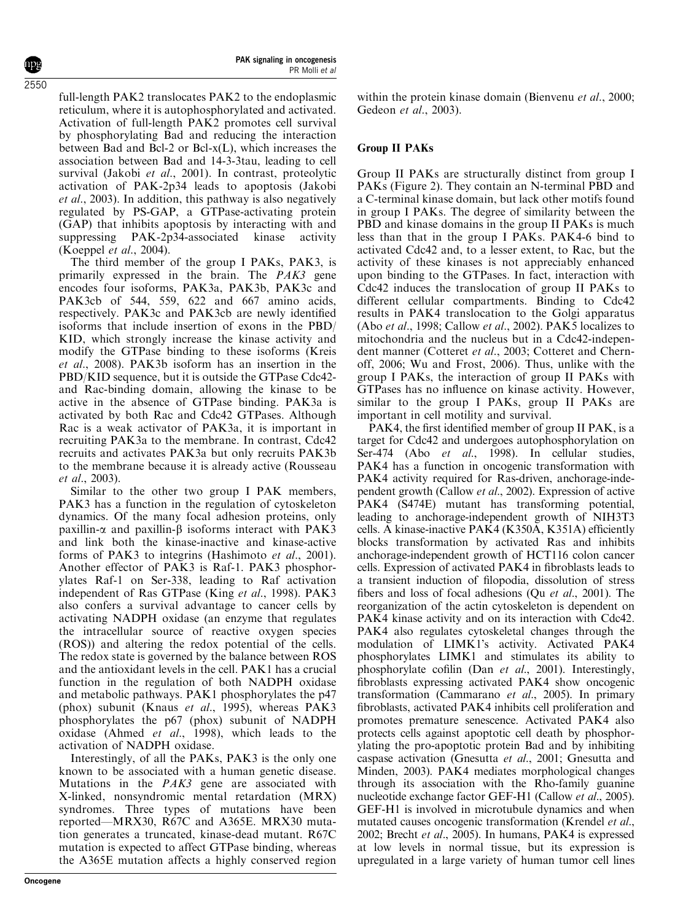full-length PAK2 translocates PAK2 to the endoplasmic reticulum, where it is autophosphorylated and activated. Activation of full-length PAK2 promotes cell survival by phosphorylating Bad and reducing the interaction between Bad and Bcl-2 or Bcl-x(L), which increases the association between Bad and 14-3-3tau, leading to cell survival (Jakobi *et al*., 2001). In contrast, proteolytic activation of PAK-2p34 leads to apoptosis (Jakobi *et al*., 2003). In addition, this pathway is also negatively regulated by PS-GAP, a GTPase-activating protein (GAP) that inhibits apoptosis by interacting with and suppressing PAK-2p34-associated kinase activity (Koeppel *et al*., 2004).

The third member of the group I PAKs, PAK3, is primarily expressed in the brain. The *PAK3* gene encodes four isoforms, PAK3a, PAK3b, PAK3c and PAK3cb of 544, 559, 622 and 667 amino acids, respectively. PAK3c and PAK3cb are newly identified isoforms that include insertion of exons in the PBD/KID, which strongly increase the kinase activity and modify the GTPase binding to these isoforms (Kreis *et al*., 2008). PAK3b isoform has an insertion in the PBD/KID sequence, but it is outside the GTPase Cdc42- and Rac-binding domain, allowing the kinase to be active in the absence of GTPase binding. PAK3a is activated by both Rac and Cdc42 GTPases. Although Rac is a weak activator of PAK3a, it is important in recruiting PAK3a to the membrane. In contrast, Cdc42 recruits and activates PAK3a but only recruits PAK3b to the membrane because it is already active (Rousseau *et al*., 2003).

Similar to the other two group I PAK members, PAK3 has a function in the regulation of cytoskeleton dynamics. Of the many focal adhesion proteins, only paxillin-α and paxillin-β isoforms interact with PAK3 and link both the kinase-inactive and kinase-active forms of PAK3 to integrins (Hashimoto *et al*., 2001). Another effector of PAK3 is Raf-1. PAK3 phosphorylates Raf-1 on Ser-338, leading to Raf activation independent of Ras GTPase (King *et al*., 1998). PAK3 also confers a survival advantage to cancer cells by activating NADPH oxidase (an enzyme that regulates the intracellular source of reactive oxygen species (ROS)) and altering the redox potential of the cells. The redox state is governed by the balance between ROS and the antioxidant levels in the cell. PAK1 has a crucial function in the regulation of both NADPH oxidase and metabolic pathways. PAK1 phosphorylates the p47 (phox) subunit (Knaus *et al*., 1995), whereas PAK3 phosphorylates the p67 (phox) subunit of NADPH oxidase (Ahmed *et al*., 1998), which leads to the activation of NADPH oxidase.

Interestingly, of all the PAKs, PAK3 is the only one known to be associated with a human genetic disease. Mutations in the *PAK3* gene are associated with X-linked, nonsyndromic mental retardation (MRX) syndromes. Three types of mutations have been reported—MRX30, R67C and A365E. MRX30 mutation generates a truncated, kinase-dead mutant. R67C mutation is expected to affect GTPase binding, whereas the A365E mutation affects a highly conserved region within the protein kinase domain (Bienvenu *et al*., 2000; Gedeon *et al*., 2003).

### Group II PAKs

Group II PAKs are structurally distinct from group I PAKs (Figure 2). They contain an N-terminal PBD and a C-terminal kinase domain, but lack other motifs found in group I PAKs. The degree of similarity between the PBD and kinase domains in the group II PAKs is much less than that in the group I PAKs. PAK4-6 bind to activated Cdc42 and, to a lesser extent, to Rac, but the activity of these kinases is not appreciably enhanced upon binding to the GTPases. In fact, interaction with Cdc42 induces the translocation of group II PAKs to different cellular compartments. Binding to Cdc42 results in PAK4 translocation to the Golgi apparatus (Abo *et al*., 1998; Callow *et al*., 2002). PAK5 localizes to mitochondria and the nucleus but in a Cdc42-independent manner (Cotteret *et al*., 2003; Cotteret and Chernoff, 2006; Wu and Frost, 2006). Thus, unlike with the group I PAKs, the interaction of group II PAKs with GTPases has no influence on kinase activity. However, similar to the group I PAKs, group II PAKs are important in cell motility and survival.

PAK4, the first identified member of group II PAK, is a target for Cdc42 and undergoes autophosphorylation on Ser-474 (Abo *et al*., 1998). In cellular studies, PAK4 has a function in oncogenic transformation with PAK4 activity required for Ras-driven, anchorage-independent growth (Callow *et al*., 2002). Expression of active PAK4 (S474E) mutant has transforming potential, leading to anchorage-independent growth of NIH3T3 cells. A kinase-inactive PAK4 (K350A, K351A) efficiently blocks transformation by activated Ras and inhibits anchorage-independent growth of HCT116 colon cancer cells. Expression of activated PAK4 in fibroblasts leads to a transient induction of filopodia, dissolution of stress fibers and loss of focal adhesions (Qu *et al*., 2001). The reorganization of the actin cytoskeleton is dependent on PAK4 kinase activity and on its interaction with Cdc42. PAK4 also regulates cytoskeletal changes through the modulation of LIMK1's activity. Activated PAK4 phosphorylates LIMK1 and stimulates its ability to phosphorylate cofilin (Dan *et al*., 2001). Interestingly, fibroblasts expressing activated PAK4 show oncogenic transformation (Cammarano *et al*., 2005). In primary fibroblasts, activated PAK4 inhibits cell proliferation and promotes premature senescence. Activated PAK4 also protects cells against apoptotic cell death by phosphorylating the pro-apoptotic protein Bad and by inhibiting caspase activation (Gnesutta *et al*., 2001; Gnesutta and Minden, 2003). PAK4 mediates morphological changes through its association with the Rho-family guanine nucleotide exchange factor GEF-H1 (Callow *et al*., 2005). GEF-H1 is involved in microtubule dynamics and when mutated causes oncogenic transformation (Krendel *et al*., 2002; Brecht *et al*., 2005). In humans, PAK4 is expressed at low levels in normal tissue, but its expression is upregulated in a large variety of human tumor cell lines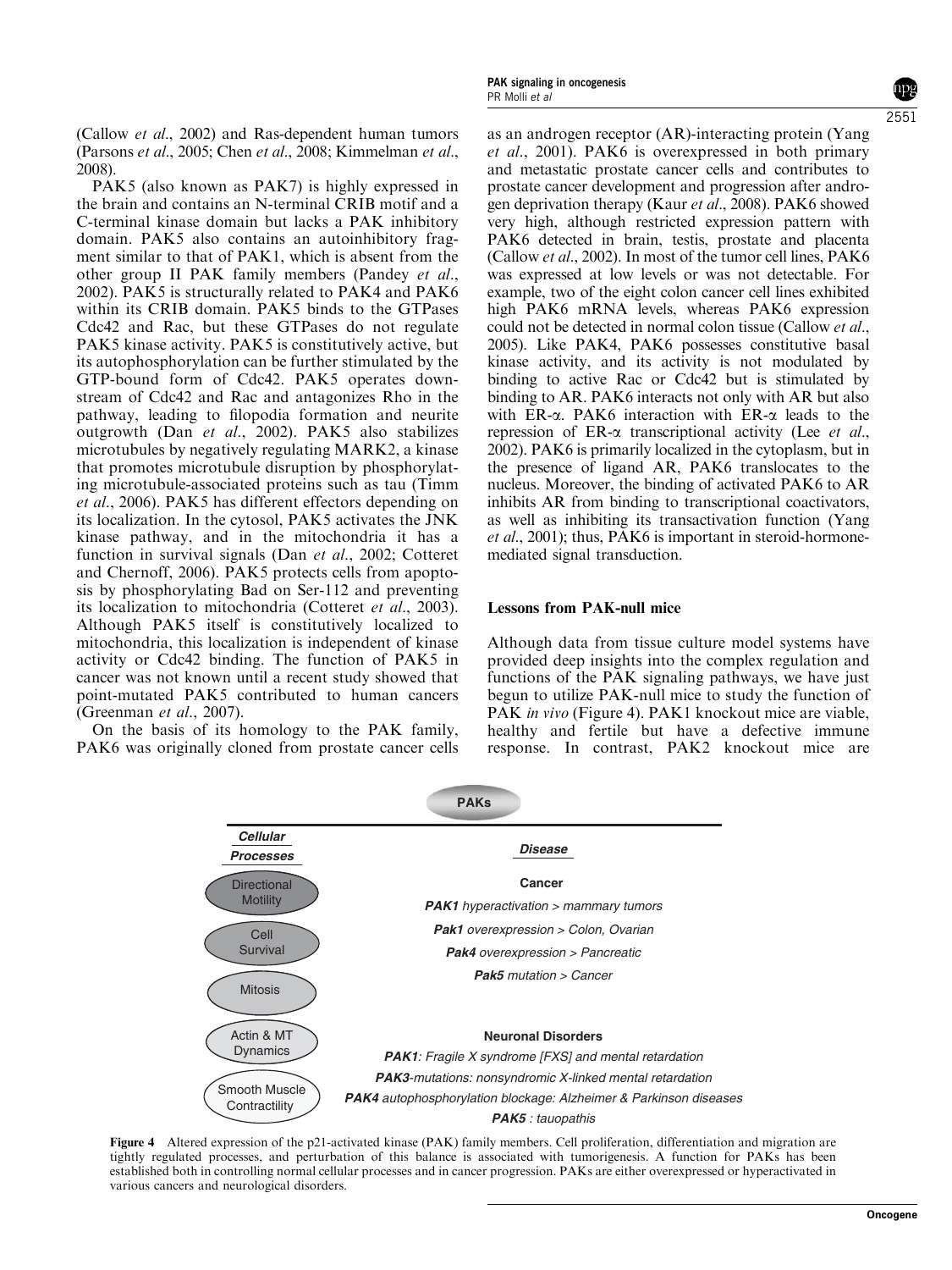(Callow *et al*., 2002) and Ras-dependent human tumors (Parsons *et al*., 2005; Chen *et al*., 2008; Kimmelman *et al*., 2008).

PAK5 (also known as PAK7) is highly expressed in the brain and contains an N-terminal CRIB motif and a C-terminal kinase domain but lacks a PAK inhibitory domain. PAK5 also contains an autoinhibitory fragment similar to that of PAK1, which is absent from the other group II PAK family members (Pandey *et al*., 2002). PAK5 is structurally related to PAK4 and PAK6 within its CRIB domain. PAK5 binds to the GTPases Cdc42 and Rac, but these GTPases do not regulate PAK5 kinase activity. PAK5 is constitutively active, but its autophosphorylation can be further stimulated by the GTP-bound form of Cdc42. PAK5 operates downstream of Cdc42 and Rac and antagonizes Rho in the pathway, leading to filopodia formation and neurite outgrowth (Dan *et al*., 2002). PAK5 also stabilizes microtubules by negatively regulating MARK2, a kinase that promotes microtubule disruption by phosphorylating microtubule-associated proteins such as tau (Timm *et al*., 2006). PAK5 has different effectors depending on its localization. In the cytosol, PAK5 activates the JNK kinase pathway, and in the mitochondria it has a function in survival signals (Dan *et al*., 2002; Cotteret and Chernoff, 2006). PAK5 protects cells from apoptosis by phosphorylating Bad on Ser-112 and preventing its localization to mitochondria (Cotteret *et al*., 2003). Although PAK5 itself is constitutively localized to mitochondria, this localization is independent of kinase activity or Cdc42 binding. The function of PAK5 in cancer was not known until a recent study showed that point-mutated PAK5 contributed to human cancers (Greenman *et al*., 2007).

On the basis of its homology to the PAK family, PAK6 was originally cloned from prostate cancer cells as an androgen receptor (AR)-interacting protein (Yang *et al*., 2001). PAK6 is overexpressed in both primary and metastatic prostate cancer cells and contributes to prostate cancer development and progression after androgen deprivation therapy (Kaur *et al*., 2008). PAK6 showed very high, although restricted expression pattern with PAK6 detected in brain, testis, prostate and placenta (Callow *et al*., 2002). In most of the tumor cell lines, PAK6 was expressed at low levels or was not detectable. For example, two of the eight colon cancer cell lines exhibited high PAK6 mRNA levels, whereas PAK6 expression could not be detected in normal colon tissue (Callow *et al*., 2005). Like PAK4, PAK6 possesses constitutive basal kinase activity, and its activity is not modulated by binding to active Rac or Cdc42 but is stimulated by binding to AR. PAK6 interacts not only with AR but also with ER-α. PAK6 interaction with ER-α leads to the repression of ER-α transcriptional activity (Lee *et al*., 2002). PAK6 is primarily localized in the cytoplasm, but in the presence of ligand AR, PAK6 translocates to the nucleus. Moreover, the binding of activated PAK6 to AR inhibits AR from binding to transcriptional coactivators, as well as inhibiting its transactivation function (Yang *et al*., 2001); thus, PAK6 is important in steroid-hormone-mediated signal transduction.

## Lessons from PAK-null mice

Although data from tissue culture model systems have provided deep insights into the complex regulation and functions of the PAK signaling pathways, we have just begun to utilize PAK-null mice to study the function of PAK *in vivo* (Figure 4). PAK1 knockout mice are viable, healthy and fertile but have a defective immune response. In contrast, PAK2 knockout mice are

**PAKs**

| *Cellular Processes* | *Disease* |
|---|---|
| Directional Motility | **Cancer** |
| Cell Survival | ***PAK1*** *hyperactivation > mammary tumors* |
| Mitosis | ***Pak1*** *overexpression > Colon, Ovarian* |
| Actin & MT Dynamics | ***Pak4*** *overexpression > Pancreatic* |
| Smooth Muscle Contractility | ***Pak5*** *mutation > Cancer* |
| | **Neuronal Disorders** |
| | ***PAK1****: Fragile X syndrome [FXS] and mental retardation* |
| | ***PAK3****-mutations: nonsyndromic X-linked mental retardation* |
| | ***PAK4*** *autophosphorylation blockage: Alzheimer & Parkinson diseases* |
| | ***PAK5*** *: tauopathis* |

**Figure 4** Altered expression of the p21-activated kinase (PAK) family members. Cell proliferation, differentiation and migration are tightly regulated processes, and perturbation of this balance is associated with tumorigenesis. A function for PAKs has been established both in controlling normal cellular processes and in cancer progression. PAKs are either overexpressed or hyperactivated in various cancers and neurological disorders.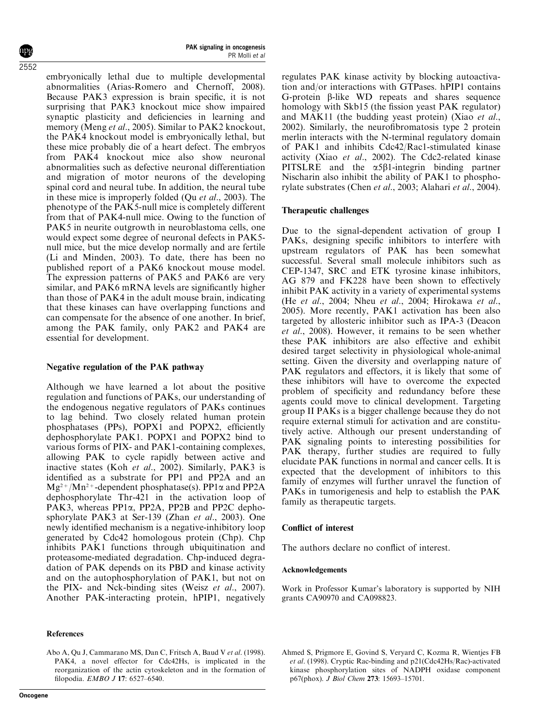embryonically lethal due to multiple developmental abnormalities (Arias-Romero and Chernoff, 2008). Because PAK3 expression is brain specific, it is not surprising that PAK3 knockout mice show impaired synaptic plasticity and deficiencies in learning and memory (Meng *et al*., 2005). Similar to PAK2 knockout, the PAK4 knockout model is embryonically lethal, but these mice probably die of a heart defect. The embryos from PAK4 knockout mice also show neuronal abnormalities such as defective neuronal differentiation and migration of motor neurons of the developing spinal cord and neural tube. In addition, the neural tube in these mice is improperly folded (Qu *et al*., 2003). The phenotype of the PAK5-null mice is completely different from that of PAK4-null mice. Owing to the function of PAK5 in neurite outgrowth in neuroblastoma cells, one would expect some degree of neuronal defects in PAK5-null mice, but the mice develop normally and are fertile (Li and Minden, 2003). To date, there has been no published report of a PAK6 knockout mouse model. The expression patterns of PAK5 and PAK6 are very similar, and PAK6 mRNA levels are significantly higher than those of PAK4 in the adult mouse brain, indicating that these kinases can have overlapping functions and can compensate for the absence of one another. In brief, among the PAK family, only PAK2 and PAK4 are essential for development.

## Negative regulation of the PAK pathway

Although we have learned a lot about the positive regulation and functions of PAKs, our understanding of the endogenous negative regulators of PAKs continues to lag behind. Two closely related human protein phosphatases (PPs), POPX1 and POPX2, efficiently dephosphorylate PAK1. POPX1 and POPX2 bind to various forms of PIX- and PAK1-containing complexes, allowing PAK to cycle rapidly between active and inactive states (Koh *et al*., 2002). Similarly, PAK3 is identified as a substrate for PP1 and PP2A and an $Mg^{2+}/Mn^{2+}$-dependent phosphatase(s). PP1α and PP2A dephosphorylate Thr-421 in the activation loop of PAK3, whereas PP1α, PP2A, PP2B and PP2C dephosphorylate PAK3 at Ser-139 (Zhan *et al*., 2003). One newly identified mechanism is a negative-inhibitory loop generated by Cdc42 homologous protein (Chp). Chp inhibits PAK1 functions through ubiquitination and proteasome-mediated degradation. Chp-induced degradation of PAK depends on its PBD and kinase activity and on the autophosphorylation of PAK1, but not on the PIX- and Nck-binding sites (Weisz *et al*., 2007). Another PAK-interacting protein, hPIP1, negatively regulates PAK kinase activity by blocking autoactivation and/or interactions with GTPases. hPIP1 contains G-protein β-like WD repeats and shares sequence homology with Skb15 (the fission yeast PAK regulator) and MAK11 (the budding yeast protein) (Xiao *et al*., 2002). Similarly, the neurofibromatosis type 2 protein merlin interacts with the N-terminal regulatory domain of PAK1 and inhibits Cdc42/Rac1-stimulated kinase activity (Xiao *et al*., 2002). The Cdc2-related kinase PITSLRE and the α5β1-integrin binding partner Nischarin also inhibit the ability of PAK1 to phosphorylate substrates (Chen *et al*., 2003; Alahari *et al*., 2004).

## Therapeutic challenges

Due to the signal-dependent activation of group I PAKs, designing specific inhibitors to interfere with upstream regulators of PAK has been somewhat successful. Several small molecule inhibitors such as CEP-1347, SRC and ETK tyrosine kinase inhibitors, AG 879 and FK228 have been shown to effectively inhibit PAK activity in a variety of experimental systems (He *et al*., 2004; Nheu *et al*., 2004; Hirokawa *et al*., 2005). More recently, PAK1 activation has been also targeted by allosteric inhibitor such as IPA-3 (Deacon *et al*., 2008). However, it remains to be seen whether these PAK inhibitors are also effective and exhibit desired target selectivity in physiological whole-animal setting. Given the diversity and overlapping nature of PAK regulators and effectors, it is likely that some of these inhibitors will have to overcome the expected problem of specificity and redundancy before these agents could move to clinical development. Targeting group II PAKs is a bigger challenge because they do not require external stimuli for activation and are constitutively active. Although our present understanding of PAK signaling points to interesting possibilities for PAK therapy, further studies are required to fully elucidate PAK functions in normal and cancer cells. It is expected that the development of inhibitors to this family of enzymes will further unravel the function of PAKs in tumorigenesis and help to establish the PAK family as therapeutic targets.

## Conflict of interest

The authors declare no conflict of interest.

### Acknowledgements

Work in Professor Kumar's laboratory is supported by NIH grants CA90970 and CA098823.

## References

Abo A, Qu J, Cammarano MS, Dan C, Fritsch A, Baud V *et al*. (1998). PAK4, a novel effector for Cdc42Hs, is implicated in the reorganization of the actin cytoskeleton and in the formation of filopodia. *EMBO J* **17**: 6527–6540.

Ahmed S, Prigmore E, Govind S, Veryard C, Kozma R, Wientjes FB *et al*. (1998). Cryptic Rac-binding and p21(Cdc42Hs/Rac)-activated kinase phosphorylation sites of NADPH oxidase component p67(phox). *J Biol Chem* **273**: 15693–15701.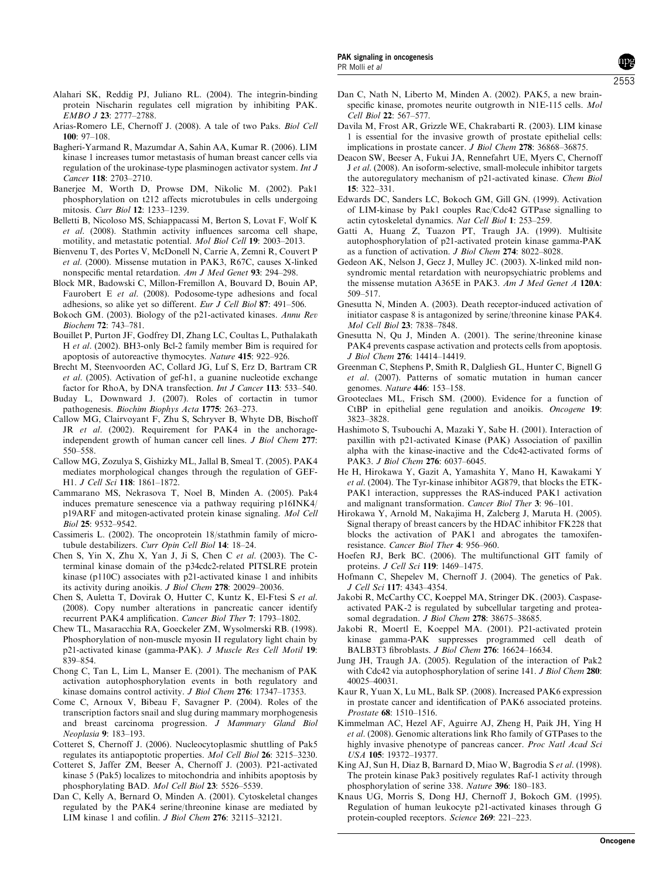Alahari SK, Reddig PJ, Juliano RL. (2004). The integrin-binding protein Nischarin regulates cell migration by inhibiting PAK. *EMBO J* **23**: 2777–2788.

Arias-Romero LE, Chernoff J. (2008). A tale of two Paks. *Biol Cell* **100**: 97–108.

Bagheri-Yarmand R, Mazumdar A, Sahin AA, Kumar R. (2006). LIM kinase 1 increases tumor metastasis of human breast cancer cells via regulation of the urokinase-type plasminogen activator system. *Int J Cancer* **118**: 2703–2710.

Banerjee M, Worth D, Prowse DM, Nikolic M. (2002). Pak1 phosphorylation on t212 affects microtubules in cells undergoing mitosis. *Curr Biol* **12**: 1233–1239.

Belletti B, Nicoloso MS, Schiappacassi M, Berton S, Lovat F, Wolf K *et al*. (2008). Stathmin activity influences sarcoma cell shape, motility, and metastatic potential. *Mol Biol Cell* **19**: 2003–2013.

Bienvenu T, des Portes V, McDonell N, Carrie A, Zemni R, Couvert P *et al*. (2000). Missense mutation in PAK3, R67C, causes X-linked nonspecific mental retardation. *Am J Med Genet* **93**: 294–298.

Block MR, Badowski C, Millon-Fremillon A, Bouvard D, Bouin AP, Faurobert E *et al*. (2008). Podosome-type adhesions and focal adhesions, so alike yet so different. *Eur J Cell Biol* **87**: 491–506.

Bokoch GM. (2003). Biology of the p21-activated kinases. *Annu Rev Biochem* **72**: 743–781.

Bouillet P, Purton JF, Godfrey DI, Zhang LC, Coultas L, Puthalakath H *et al*. (2002). BH3-only Bcl-2 family member Bim is required for apoptosis of autoreactive thymocytes. *Nature* **415**: 922–926.

Brecht M, Steenvoorden AC, Collard JG, Luf S, Erz D, Bartram CR *et al*. (2005). Activation of gef-h1, a guanine nucleotide exchange factor for RhoA, by DNA transfection. *Int J Cancer* **113**: 533–540.

Buday L, Downward J. (2007). Roles of cortactin in tumor pathogenesis. *Biochim Biophys Acta* **1775**: 263–273.

Callow MG, Clairvoyant F, Zhu S, Schryver B, Whyte DB, Bischoff JR *et al*. (2002). Requirement for PAK4 in the anchorage-independent growth of human cancer cell lines. *J Biol Chem* **277**: 550–558.

Callow MG, Zozulya S, Gishizky ML, Jallal B, Smeal T. (2005). PAK4 mediates morphological changes through the regulation of GEF-H1. *J Cell Sci* **118**: 1861–1872.

Cammarano MS, Nekrasova T, Noel B, Minden A. (2005). Pak4 induces premature senescence via a pathway requiring p16INK4/p19ARF and mitogen-activated protein kinase signaling. *Mol Cell Biol* **25**: 9532–9542.

Cassimeris L. (2002). The oncoprotein 18/stathmin family of microtubule destabilizers. *Curr Opin Cell Biol* **14**: 18–24.

Chen S, Yin X, Zhu X, Yan J, Ji S, Chen C *et al*. (2003). The C-terminal kinase domain of the p34cdc2-related PITSLRE protein kinase (p110C) associates with p21-activated kinase 1 and inhibits its activity during anoikis. *J Biol Chem* **278**: 20029–20036.

Chen S, Auletta T, Dovirak O, Hutter C, Kuntz K, El-Ftesi S *et al*. (2008). Copy number alterations in pancreatic cancer identify recurrent PAK4 amplification. *Cancer Biol Ther* **7**: 1793–1802.

Chew TL, Masaracchia RA, Goeckeler ZM, Wysolmerski RB. (1998). Phosphorylation of non-muscle myosin II regulatory light chain by p21-activated kinase (gamma-PAK). *J Muscle Res Cell Motil* **19**: 839–854.

Chong C, Tan L, Lim L, Manser E. (2001). The mechanism of PAK activation autophosphorylation events in both regulatory and kinase domains control activity. *J Biol Chem* **276**: 17347–17353.

Come C, Arnoux V, Bibeau F, Savagner P. (2004). Roles of the transcription factors snail and slug during mammary morphogenesis and breast carcinoma progression. *J Mammary Gland Biol Neoplasia* **9**: 183–193.

Cotteret S, Chernoff J. (2006). Nucleocytoplasmic shuttling of Pak5 regulates its antiapoptotic properties. *Mol Cell Biol* **26**: 3215–3230.

Cotteret S, Jaffer ZM, Beeser A, Chernoff J. (2003). P21-activated kinase 5 (Pak5) localizes to mitochondria and inhibits apoptosis by phosphorylating BAD. *Mol Cell Biol* **23**: 5526–5539.

Dan C, Kelly A, Bernard O, Minden A. (2001). Cytoskeletal changes regulated by the PAK4 serine/threonine kinase are mediated by LIM kinase 1 and cofilin. *J Biol Chem* **276**: 32115–32121.

Dan C, Nath N, Liberto M, Minden A. (2002). PAK5, a new brain-specific kinase, promotes neurite outgrowth in N1E-115 cells. *Mol Cell Biol* **22**: 567–577.

Davila M, Frost AR, Grizzle WE, Chakrabarti R. (2003). LIM kinase 1 is essential for the invasive growth of prostate epithelial cells: implications in prostate cancer. *J Biol Chem* **278**: 36868–36875.

Deacon SW, Beeser A, Fukui JA, Rennefahrt UE, Myers C, Chernoff J *et al*. (2008). An isoform-selective, small-molecule inhibitor targets the autoregulatory mechanism of p21-activated kinase. *Chem Biol* **15**: 322–331.

Edwards DC, Sanders LC, Bokoch GM, Gill GN. (1999). Activation of LIM-kinase by Pak1 couples Rac/Cdc42 GTPase signalling to actin cytoskeletal dynamics. *Nat Cell Biol* **1**: 253–259.

Gatti A, Huang Z, Tuazon PT, Traugh JA. (1999). Multisite autophosphorylation of p21-activated protein kinase gamma-PAK as a function of activation. *J Biol Chem* **274**: 8022–8028.

Gedeon AK, Nelson J, Gecz J, Mulley JC. (2003). X-linked mild non-syndromic mental retardation with neuropsychiatric problems and the missense mutation A365E in PAK3. *Am J Med Genet A* **120A**: 509–517.

Gnesutta N, Minden A. (2003). Death receptor-induced activation of initiator caspase 8 is antagonized by serine/threonine kinase PAK4. *Mol Cell Biol* **23**: 7838–7848.

Gnesutta N, Qu J, Minden A. (2001). The serine/threonine kinase PAK4 prevents caspase activation and protects cells from apoptosis. *J Biol Chem* **276**: 14414–14419.

Greenman C, Stephens P, Smith R, Dalgliesh GL, Hunter C, Bignell G *et al*. (2007). Patterns of somatic mutation in human cancer genomes. *Nature* **446**: 153–158.

Grooteclaes ML, Frisch SM. (2000). Evidence for a function of CtBP in epithelial gene regulation and anoikis. *Oncogene* **19**: 3823–3828.

Hashimoto S, Tsubouchi A, Mazaki Y, Sabe H. (2001). Interaction of paxillin with p21-activated Kinase (PAK) Association of paxillin alpha with the kinase-inactive and the Cdc42-activated forms of PAK3. *J Biol Chem* **276**: 6037–6045.

He H, Hirokawa Y, Gazit A, Yamashita Y, Mano H, Kawakami Y *et al*. (2004). The Tyr-kinase inhibitor AG879, that blocks the ETK-PAK1 interaction, suppresses the RAS-induced PAK1 activation and malignant transformation. *Cancer Biol Ther* **3**: 96–101.

Hirokawa Y, Arnold M, Nakajima H, Zalcberg J, Maruta H. (2005). Signal therapy of breast cancers by the HDAC inhibitor FK228 that blocks the activation of PAK1 and abrogates the tamoxifen-resistance. *Cancer Biol Ther* **4**: 956–960.

Hoefen RJ, Berk BC. (2006). The multifunctional GIT family of proteins. *J Cell Sci* **119**: 1469–1475.

Hofmann C, Shepelev M, Chernoff J. (2004). The genetics of Pak. *J Cell Sci* **117**: 4343–4354.

Jakobi R, McCarthy CC, Koeppel MA, Stringer DK. (2003). Caspase-activated PAK-2 is regulated by subcellular targeting and proteasomal degradation. *J Biol Chem* **278**: 38675–38685.

Jakobi R, Moertl E, Koeppel MA. (2001). P21-activated protein kinase gamma-PAK suppresses programmed cell death of BALB3T3 fibroblasts. *J Biol Chem* **276**: 16624–16634.

Jung JH, Traugh JA. (2005). Regulation of the interaction of Pak2 with Cdc42 via autophosphorylation of serine 141. *J Biol Chem* **280**: 40025–40031.

Kaur R, Yuan X, Lu ML, Balk SP. (2008). Increased PAK6 expression in prostate cancer and identification of PAK6 associated proteins. *Prostate* **68**: 1510–1516.

Kimmelman AC, Hezel AF, Aguirre AJ, Zheng H, Paik JH, Ying H *et al*. (2008). Genomic alterations link Rho family of GTPases to the highly invasive phenotype of pancreas cancer. *Proc Natl Acad Sci USA* **105**: 19372–19377.

King AJ, Sun H, Diaz B, Barnard D, Miao W, Bagrodia S *et al*. (1998). The protein kinase Pak3 positively regulates Raf-1 activity through phosphorylation of serine 338. *Nature* **396**: 180–183.

Knaus UG, Morris S, Dong HJ, Chernoff J, Bokoch GM. (1995). Regulation of human leukocyte p21-activated kinases through G protein-coupled receptors. *Science* **269**: 221–223.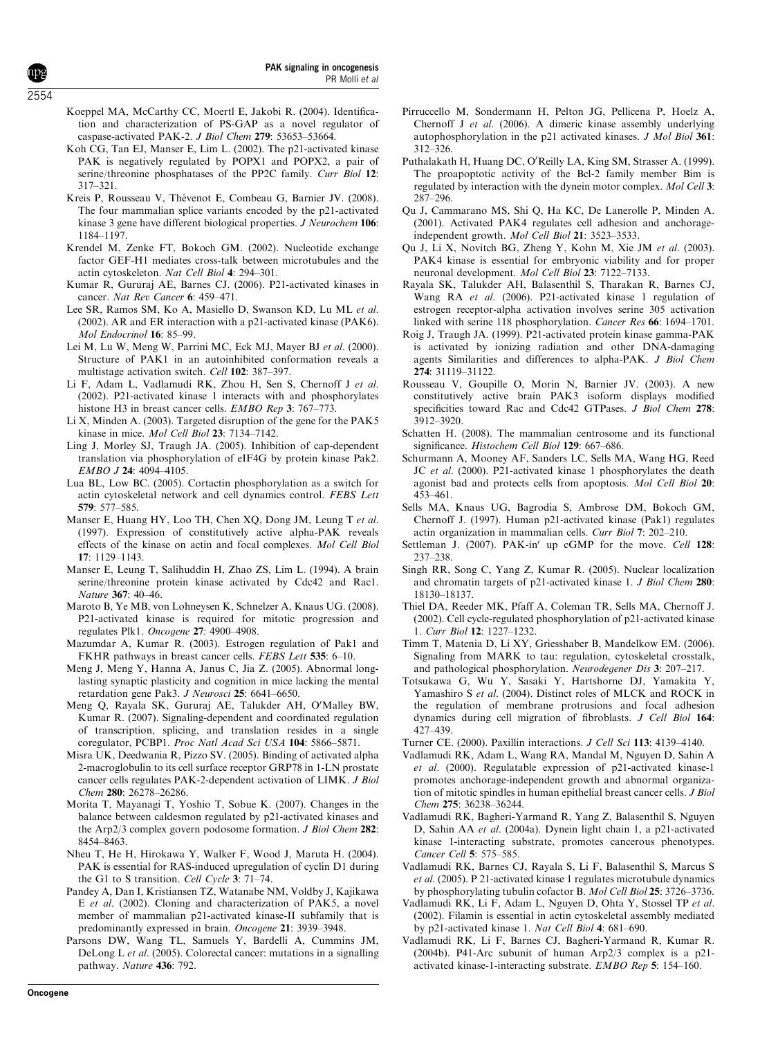Koeppel MA, McCarthy CC, Moertl E, Jakobi R. (2004). Identification and characterization of PS-GAP as a novel regulator of caspase-activated PAK-2. *J Biol Chem* **279**: 53653–53664.

Koh CG, Tan EJ, Manser E, Lim L. (2002). The p21-activated kinase PAK is negatively regulated by POPX1 and POPX2, a pair of serine/threonine phosphatases of the PP2C family. *Curr Biol* **12**: 317–321.

Kreis P, Rousseau V, Thévenot E, Combeau G, Barnier JV. (2008). The four mammalian splice variants encoded by the p21-activated kinase 3 gene have different biological properties. *J Neurochem* **106**: 1184–1197.

Krendel M, Zenke FT, Bokoch GM. (2002). Nucleotide exchange factor GEF-H1 mediates cross-talk between microtubules and the actin cytoskeleton. *Nat Cell Biol* **4**: 294–301.

Kumar R, Gururaj AE, Barnes CJ. (2006). P21-activated kinases in cancer. *Nat Rev Cancer* **6**: 459–471.

Lee SR, Ramos SM, Ko A, Masiello D, Swanson KD, Lu ML *et al.* (2002). AR and ER interaction with a p21-activated kinase (PAK6). *Mol Endocrinol* **16**: 85–99.

Lei M, Lu W, Meng W, Parrini MC, Eck MJ, Mayer BJ *et al.* (2000). Structure of PAK1 in an autoinhibited conformation reveals a multistage activation switch. *Cell* **102**: 387–397.

Li F, Adam L, Vadlamudi RK, Zhou H, Sen S, Chernoff J *et al.* (2002). P21-activated kinase 1 interacts with and phosphorylates histone H3 in breast cancer cells. *EMBO Rep* **3**: 767–773.

Li X, Minden A. (2003). Targeted disruption of the gene for the PAK5 kinase in mice. *Mol Cell Biol* **23**: 7134–7142.

Ling J, Morley SJ, Traugh JA. (2005). Inhibition of cap-dependent translation via phosphorylation of eIF4G by protein kinase Pak2. *EMBO J* **24**: 4094–4105.

Lua BL, Low BC. (2005). Cortactin phosphorylation as a switch for actin cytoskeletal network and cell dynamics control. *FEBS Lett* **579**: 577–585.

Manser E, Huang HY, Loo TH, Chen XQ, Dong JM, Leung T *et al.* (1997). Expression of constitutively active alpha-PAK reveals effects of the kinase on actin and focal complexes. *Mol Cell Biol* **17**: 1129–1143.

Manser E, Leung T, Salihuddin H, Zhao ZS, Lim L. (1994). A brain serine/threonine protein kinase activated by Cdc42 and Rac1. *Nature* **367**: 40–46.

Maroto B, Ye MB, von Lohneysen K, Schnelzer A, Knaus UG. (2008). P21-activated kinase is required for mitotic progression and regulates Plk1. *Oncogene* **27**: 4900–4908.

Mazumdar A, Kumar R. (2003). Estrogen regulation of Pak1 and FKHR pathways in breast cancer cells. *FEBS Lett* **535**: 6–10.

Meng J, Meng Y, Hanna A, Janus C, Jia Z. (2005). Abnormal long-lasting synaptic plasticity and cognition in mice lacking the mental retardation gene Pak3. *J Neurosci* **25**: 6641–6650.

Meng Q, Rayala SK, Gururaj AE, Talukder AH, O′Malley BW, Kumar R. (2007). Signaling-dependent and coordinated regulation of transcription, splicing, and translation resides in a single coregulator, PCBP1. *Proc Natl Acad Sci USA* **104**: 5866–5871.

Misra UK, Deedwania R, Pizzo SV. (2005). Binding of activated alpha 2-macroglobulin to its cell surface receptor GRP78 in 1-LN prostate cancer cells regulates PAK-2-dependent activation of LIMK. *J Biol Chem* **280**: 26278–26286.

Morita T, Mayanagi T, Yoshio T, Sobue K. (2007). Changes in the balance between caldesmon regulated by p21-activated kinases and the Arp2/3 complex govern podosome formation. *J Biol Chem* **282**: 8454–8463.

Nheu T, He H, Hirokawa Y, Walker F, Wood J, Maruta H. (2004). PAK is essential for RAS-induced upregulation of cyclin D1 during the G1 to S transition. *Cell Cycle* **3**: 71–74.

Pandey A, Dan I, Kristiansen TZ, Watanabe NM, Voldby J, Kajikawa E *et al.* (2002). Cloning and characterization of PAK5, a novel member of mammalian p21-activated kinase-II subfamily that is predominantly expressed in brain. *Oncogene* **21**: 3939–3948.

Parsons DW, Wang TL, Samuels Y, Bardelli A, Cummins JM, DeLong L *et al.* (2005). Colorectal cancer: mutations in a signalling pathway. *Nature* **436**: 792.

Pirruccello M, Sondermann H, Pelton JG, Pellicena P, Hoelz A, Chernoff J *et al.* (2006). A dimeric kinase assembly underlying autophosphorylation in the p21 activated kinases. *J Mol Biol* **361**: 312–326.

Puthalakath H, Huang DC, O′Reilly LA, King SM, Strasser A. (1999). The proapoptotic activity of the Bcl-2 family member Bim is regulated by interaction with the dynein motor complex. *Mol Cell* **3**: 287–296.

Qu J, Cammarano MS, Shi Q, Ha KC, De Lanerolle P, Minden A. (2001). Activated PAK4 regulates cell adhesion and anchorage-independent growth. *Mol Cell Biol* **21**: 3523–3533.

Qu J, Li X, Novitch BG, Zheng Y, Kohn M, Xie JM *et al.* (2003). PAK4 kinase is essential for embryonic viability and for proper neuronal development. *Mol Cell Biol* **23**: 7122–7133.

Rayala SK, Talukder AH, Balasenthil S, Tharakan R, Barnes CJ, Wang RA *et al.* (2006). P21-activated kinase 1 regulation of estrogen receptor-alpha activation involves serine 305 activation linked with serine 118 phosphorylation. *Cancer Res* **66**: 1694–1701.

Roig J, Traugh JA. (1999). P21-activated protein kinase gamma-PAK is activated by ionizing radiation and other DNA-damaging agents Similarities and differences to alpha-PAK. *J Biol Chem* **274**: 31119–31122.

Rousseau V, Goupille O, Morin N, Barnier JV. (2003). A new constitutively active brain PAK3 isoform displays modified specificities toward Rac and Cdc42 GTPases. *J Biol Chem* **278**: 3912–3920.

Schatten H. (2008). The mammalian centrosome and its functional significance. *Histochem Cell Biol* **129**: 667–686.

Schurmann A, Mooney AF, Sanders LC, Sells MA, Wang HG, Reed JC *et al.* (2000). P21-activated kinase 1 phosphorylates the death agonist bad and protects cells from apoptosis. *Mol Cell Biol* **20**: 453–461.

Sells MA, Knaus UG, Bagrodia S, Ambrose DM, Bokoch GM, Chernoff J. (1997). Human p21-activated kinase (Pak1) regulates actin organization in mammalian cells. *Curr Biol* **7**: 202–210.

Settleman J. (2007). PAK-in′ up cGMP for the move. *Cell* **128**: 237–238.

Singh RR, Song C, Yang Z, Kumar R. (2005). Nuclear localization and chromatin targets of p21-activated kinase 1. *J Biol Chem* **280**: 18130–18137.

Thiel DA, Reeder MK, Pfaff A, Coleman TR, Sells MA, Chernoff J. (2002). Cell cycle-regulated phosphorylation of p21-activated kinase 1. *Curr Biol* **12**: 1227–1232.

Timm T, Matenia D, Li XY, Griesshaber B, Mandelkow EM. (2006). Signaling from MARK to tau: regulation, cytoskeletal crosstalk, and pathological phosphorylation. *Neurodegener Dis* **3**: 207–217.

Totsukawa G, Wu Y, Sasaki Y, Hartshorne DJ, Yamakita Y, Yamashiro S *et al.* (2004). Distinct roles of MLCK and ROCK in the regulation of membrane protrusions and focal adhesion dynamics during cell migration of fibroblasts. *J Cell Biol* **164**: 427–439.

Turner CE. (2000). Paxillin interactions. *J Cell Sci* **113**: 4139–4140.

Vadlamudi RK, Adam L, Wang RA, Mandal M, Nguyen D, Sahin A *et al.* (2000). Regulatable expression of p21-activated kinase-1 promotes anchorage-independent growth and abnormal organization of mitotic spindles in human epithelial breast cancer cells. *J Biol Chem* **275**: 36238–36244.

Vadlamudi RK, Bagheri-Yarmand R, Yang Z, Balasenthil S, Nguyen D, Sahin AA *et al.* (2004a). Dynein light chain 1, a p21-activated kinase 1-interacting substrate, promotes cancerous phenotypes. *Cancer Cell* **5**: 575–585.

Vadlamudi RK, Barnes CJ, Rayala S, Li F, Balasenthil S, Marcus S *et al.* (2005). P 21-activated kinase 1 regulates microtubule dynamics by phosphorylating tubulin cofactor B. *Mol Cell Biol* **25**: 3726–3736.

Vadlamudi RK, Li F, Adam L, Nguyen D, Ohta Y, Stossel TP *et al.* (2002). Filamin is essential in actin cytoskeletal assembly mediated by p21-activated kinase 1. *Nat Cell Biol* **4**: 681–690.

Vadlamudi RK, Li F, Barnes CJ, Bagheri-Yarmand R, Kumar R. (2004b). P41-Arc subunit of human Arp2/3 complex is a p21-activated kinase-1-interacting substrate. *EMBO Rep* **5**: 154–160.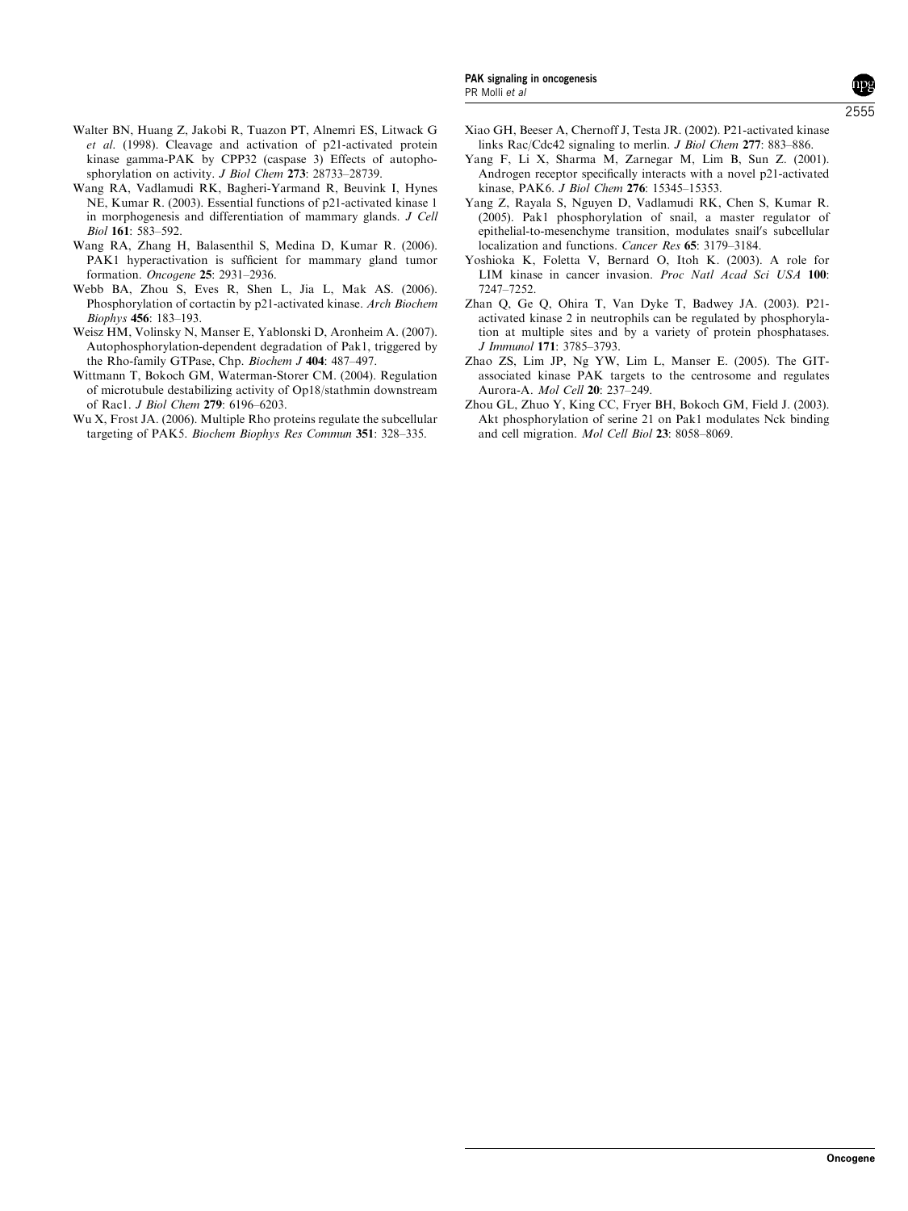Walter BN, Huang Z, Jakobi R, Tuazon PT, Alnemri ES, Litwack G *et al*. (1998). Cleavage and activation of p21-activated protein kinase gamma-PAK by CPP32 (caspase 3) Effects of autophosphorylation on activity. *J Biol Chem* **273**: 28733–28739.

Wang RA, Vadlamudi RK, Bagheri-Yarmand R, Beuvink I, Hynes NE, Kumar R. (2003). Essential functions of p21-activated kinase 1 in morphogenesis and differentiation of mammary glands. *J Cell Biol* **161**: 583–592.

Wang RA, Zhang H, Balasenthil S, Medina D, Kumar R. (2006). PAK1 hyperactivation is sufficient for mammary gland tumor formation. *Oncogene* **25**: 2931–2936.

Webb BA, Zhou S, Eves R, Shen L, Jia L, Mak AS. (2006). Phosphorylation of cortactin by p21-activated kinase. *Arch Biochem Biophys* **456**: 183–193.

Weisz HM, Volinsky N, Manser E, Yablonski D, Aronheim A. (2007). Autophosphorylation-dependent degradation of Pak1, triggered by the Rho-family GTPase, Chp. *Biochem J* **404**: 487–497.

Wittmann T, Bokoch GM, Waterman-Storer CM. (2004). Regulation of microtubule destabilizing activity of Op18/stathmin downstream of Rac1. *J Biol Chem* **279**: 6196–6203.

Wu X, Frost JA. (2006). Multiple Rho proteins regulate the subcellular targeting of PAK5. *Biochem Biophys Res Commun* **351**: 328–335.

Xiao GH, Beeser A, Chernoff J, Testa JR. (2002). P21-activated kinase links Rac/Cdc42 signaling to merlin. *J Biol Chem* **277**: 883–886.

Yang F, Li X, Sharma M, Zarnegar M, Lim B, Sun Z. (2001). Androgen receptor specifically interacts with a novel p21-activated kinase, PAK6. *J Biol Chem* **276**: 15345–15353.

Yang Z, Rayala S, Nguyen D, Vadlamudi RK, Chen S, Kumar R. (2005). Pak1 phosphorylation of snail, a master regulator of epithelial-to-mesenchyme transition, modulates snail's subcellular localization and functions. *Cancer Res* **65**: 3179–3184.

Yoshioka K, Foletta V, Bernard O, Itoh K. (2003). A role for LIM kinase in cancer invasion. *Proc Natl Acad Sci USA* **100**: 7247–7252.

Zhan Q, Ge Q, Ohira T, Van Dyke T, Badwey JA. (2003). P21-activated kinase 2 in neutrophils can be regulated by phosphorylation at multiple sites and by a variety of protein phosphatases. *J Immunol* **171**: 3785–3793.

Zhao ZS, Lim JP, Ng YW, Lim L, Manser E. (2005). The GIT-associated kinase PAK targets to the centrosome and regulates Aurora-A. *Mol Cell* **20**: 237–249.

Zhou GL, Zhuo Y, King CC, Fryer BH, Bokoch GM, Field J. (2003). Akt phosphorylation of serine 21 on Pak1 modulates Nck binding and cell migration. *Mol Cell Biol* **23**: 8058–8069.